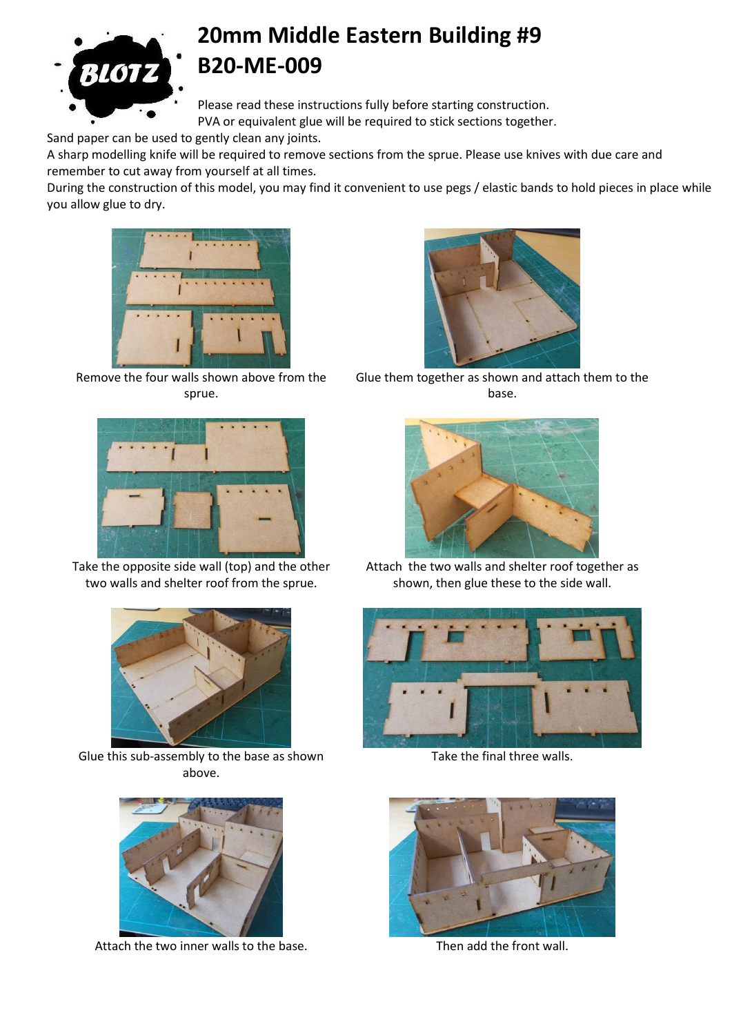# 20mm Middle Eastern Building #9
# B20-ME-009

Please read these instructions fully before starting construction.
PVA or equivalent glue will be required to stick sections together.
Sand paper can be used to gently clean any joints.
A sharp modelling knife will be required to remove sections from the sprue. Please use knives with due care and remember to cut away from yourself at all times.
During the construction of this model, you may find it convenient to use pegs / elastic bands to hold pieces in place while you allow glue to dry.

Remove the four walls shown above from the sprue.

Glue them together as shown and attach them to the base.

Take the opposite side wall (top) and the other two walls and shelter roof from the sprue.

Attach the two walls and shelter roof together as shown, then glue these to the side wall.

Glue this sub-assembly to the base as shown above.

Take the final three walls.

Attach the two inner walls to the base.

Then add the front wall.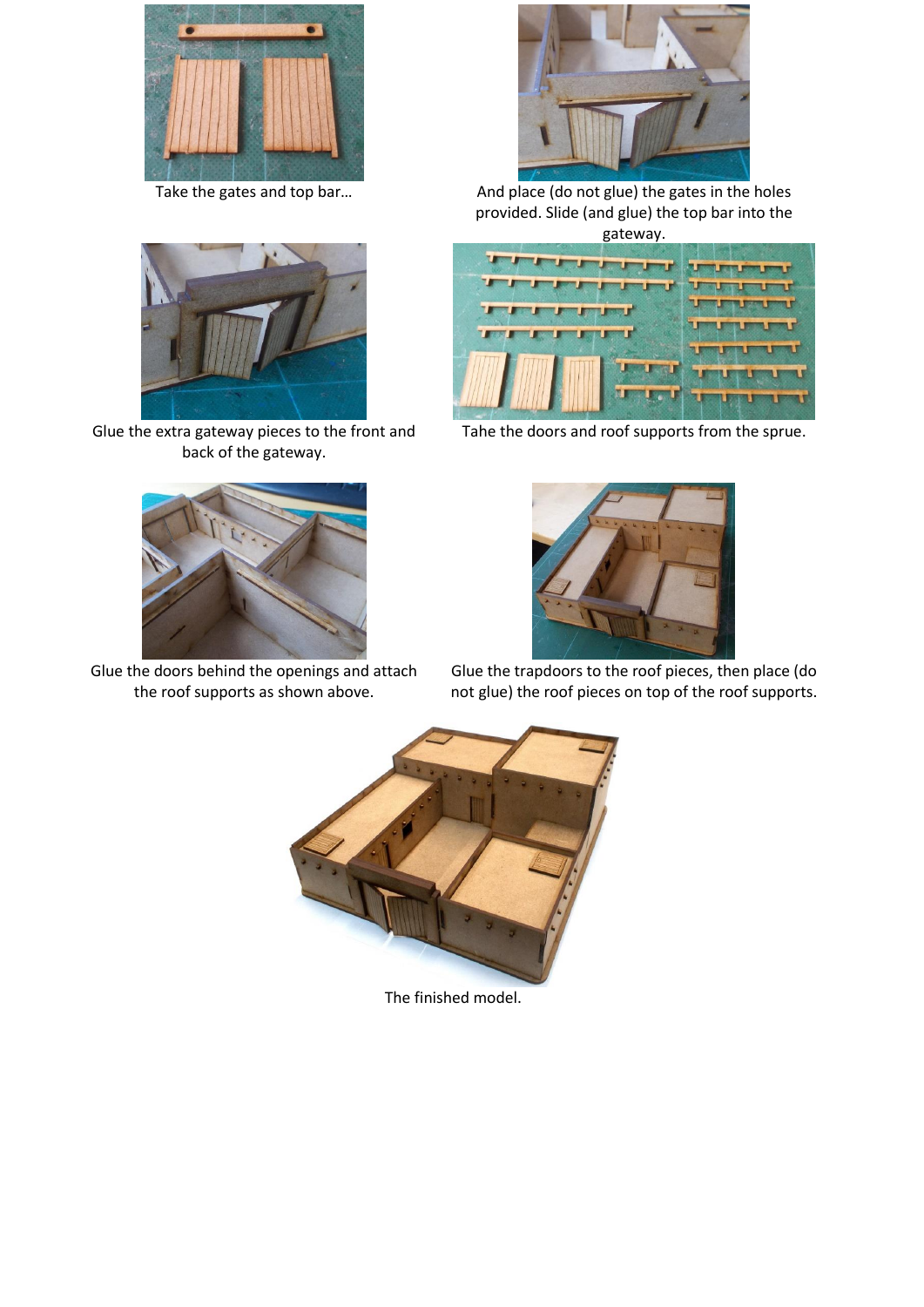Take the gates and top bar…

And place (do not glue) the gates in the holes provided. Slide (and glue) the top bar into the gateway.

Glue the extra gateway pieces to the front and back of the gateway.

Tahe the doors and roof supports from the sprue.

Glue the doors behind the openings and attach the roof supports as shown above.

Glue the trapdoors to the roof pieces, then place (do not glue) the roof pieces on top of the roof supports.

The finished model.